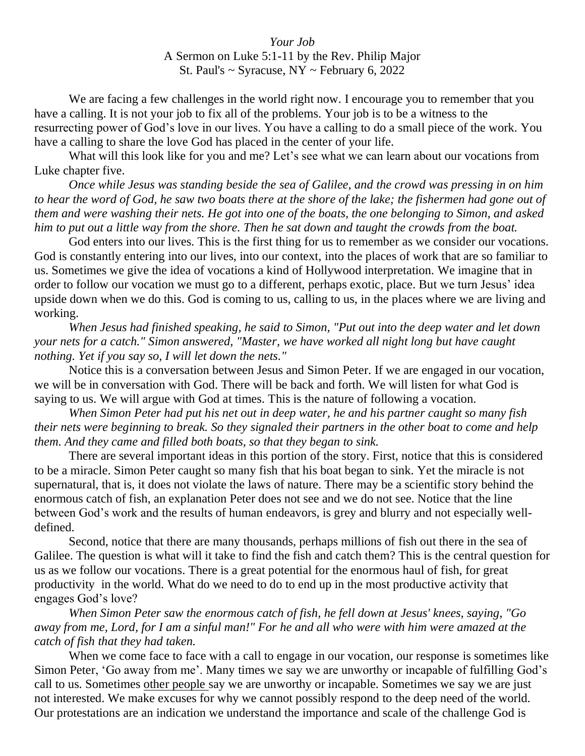*Your Job*

A Sermon on Luke 5:1-11 by the Rev. Philip Major

St. Paul's ~ Syracuse, NY ~ February 6, 2022

We are facing a few challenges in the world right now. I encourage you to remember that you have a calling. It is not your job to fix all of the problems. Your job is to be a witness to the resurrecting power of God's love in our lives. You have a calling to do a small piece of the work. You have a calling to share the love God has placed in the center of your life.

What will this look like for you and me? Let's see what we can learn about our vocations from Luke chapter five.

*Once while Jesus was standing beside the sea of Galilee, and the crowd was pressing in on him to hear the word of God, he saw two boats there at the shore of the lake; the fishermen had gone out of them and were washing their nets. He got into one of the boats, the one belonging to Simon, and asked him to put out a little way from the shore. Then he sat down and taught the crowds from the boat.*

God enters into our lives. This is the first thing for us to remember as we consider our vocations. God is constantly entering into our lives, into our context, into the places of work that are so familiar to us. Sometimes we give the idea of vocations a kind of Hollywood interpretation. We imagine that in order to follow our vocation we must go to a different, perhaps exotic, place. But we turn Jesus' idea upside down when we do this. God is coming to us, calling to us, in the places where we are living and working.

*When Jesus had finished speaking, he said to Simon, "Put out into the deep water and let down your nets for a catch." Simon answered, "Master, we have worked all night long but have caught nothing. Yet if you say so, I will let down the nets."*

Notice this is a conversation between Jesus and Simon Peter. If we are engaged in our vocation, we will be in conversation with God. There will be back and forth. We will listen for what God is saying to us. We will argue with God at times. This is the nature of following a vocation.

*When Simon Peter had put his net out in deep water, he and his partner caught so many fish their nets were beginning to break. So they signaled their partners in the other boat to come and help them. And they came and filled both boats, so that they began to sink.*

There are several important ideas in this portion of the story. First, notice that this is considered to be a miracle. Simon Peter caught so many fish that his boat began to sink. Yet the miracle is not supernatural, that is, it does not violate the laws of nature. There may be a scientific story behind the enormous catch of fish, an explanation Peter does not see and we do not see. Notice that the line between God's work and the results of human endeavors, is grey and blurry and not especially well-defined.

Second, notice that there are many thousands, perhaps millions of fish out there in the sea of Galilee. The question is what will it take to find the fish and catch them? This is the central question for us as we follow our vocations. There is a great potential for the enormous haul of fish, for great productivity in the world. What do we need to do to end up in the most productive activity that engages God's love?

*When Simon Peter saw the enormous catch of fish, he fell down at Jesus' knees, saying, "Go away from me, Lord, for I am a sinful man!" For he and all who were with him were amazed at the catch of fish that they had taken.*

When we come face to face with a call to engage in our vocation, our response is sometimes like Simon Peter, 'Go away from me'. Many times we say we are unworthy or incapable of fulfilling God's call to us. Sometimes <u>other people</u> say we are unworthy or incapable. Sometimes we say we are just not interested. We make excuses for why we cannot possibly respond to the deep need of the world. Our protestations are an indication we understand the importance and scale of the challenge God is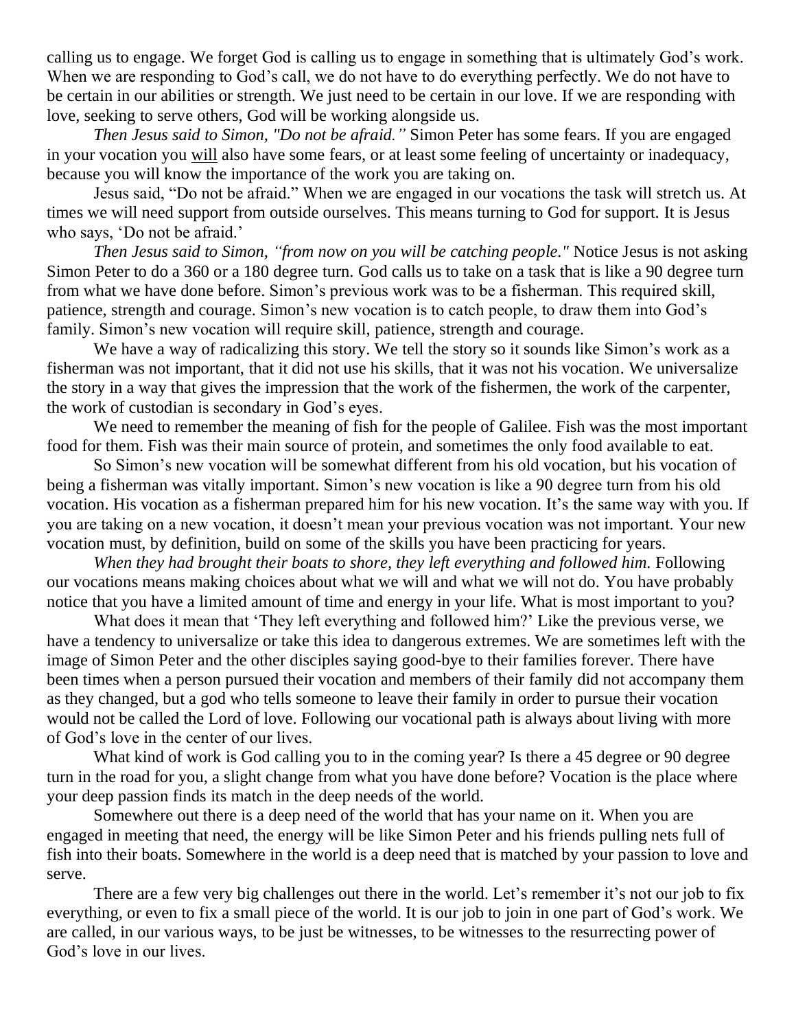calling us to engage. We forget God is calling us to engage in something that is ultimately God's work. When we are responding to God's call, we do not have to do everything perfectly. We do not have to be certain in our abilities or strength. We just need to be certain in our love. If we are responding with love, seeking to serve others, God will be working alongside us.

*Then Jesus said to Simon, "Do not be afraid."* Simon Peter has some fears. If you are engaged in your vocation you will also have some fears, or at least some feeling of uncertainty or inadequacy, because you will know the importance of the work you are taking on.

Jesus said, "Do not be afraid." When we are engaged in our vocations the task will stretch us. At times we will need support from outside ourselves. This means turning to God for support. It is Jesus who says, 'Do not be afraid.'

*Then Jesus said to Simon, "from now on you will be catching people."* Notice Jesus is not asking Simon Peter to do a 360 or a 180 degree turn. God calls us to take on a task that is like a 90 degree turn from what we have done before. Simon's previous work was to be a fisherman. This required skill, patience, strength and courage. Simon's new vocation is to catch people, to draw them into God's family. Simon's new vocation will require skill, patience, strength and courage.

We have a way of radicalizing this story. We tell the story so it sounds like Simon's work as a fisherman was not important, that it did not use his skills, that it was not his vocation. We universalize the story in a way that gives the impression that the work of the fishermen, the work of the carpenter, the work of custodian is secondary in God's eyes.

We need to remember the meaning of fish for the people of Galilee. Fish was the most important food for them. Fish was their main source of protein, and sometimes the only food available to eat.

So Simon's new vocation will be somewhat different from his old vocation, but his vocation of being a fisherman was vitally important. Simon's new vocation is like a 90 degree turn from his old vocation. His vocation as a fisherman prepared him for his new vocation. It's the same way with you. If you are taking on a new vocation, it doesn't mean your previous vocation was not important. Your new vocation must, by definition, build on some of the skills you have been practicing for years.

*When they had brought their boats to shore, they left everything and followed him.* Following our vocations means making choices about what we will and what we will not do. You have probably notice that you have a limited amount of time and energy in your life. What is most important to you?

What does it mean that 'They left everything and followed him?' Like the previous verse, we have a tendency to universalize or take this idea to dangerous extremes. We are sometimes left with the image of Simon Peter and the other disciples saying good-bye to their families forever. There have been times when a person pursued their vocation and members of their family did not accompany them as they changed, but a god who tells someone to leave their family in order to pursue their vocation would not be called the Lord of love. Following our vocational path is always about living with more of God's love in the center of our lives.

What kind of work is God calling you to in the coming year? Is there a 45 degree or 90 degree turn in the road for you, a slight change from what you have done before? Vocation is the place where your deep passion finds its match in the deep needs of the world.

Somewhere out there is a deep need of the world that has your name on it. When you are engaged in meeting that need, the energy will be like Simon Peter and his friends pulling nets full of fish into their boats. Somewhere in the world is a deep need that is matched by your passion to love and serve.

There are a few very big challenges out there in the world. Let's remember it's not our job to fix everything, or even to fix a small piece of the world. It is our job to join in one part of God's work. We are called, in our various ways, to be just be witnesses, to be witnesses to the resurrecting power of God's love in our lives.